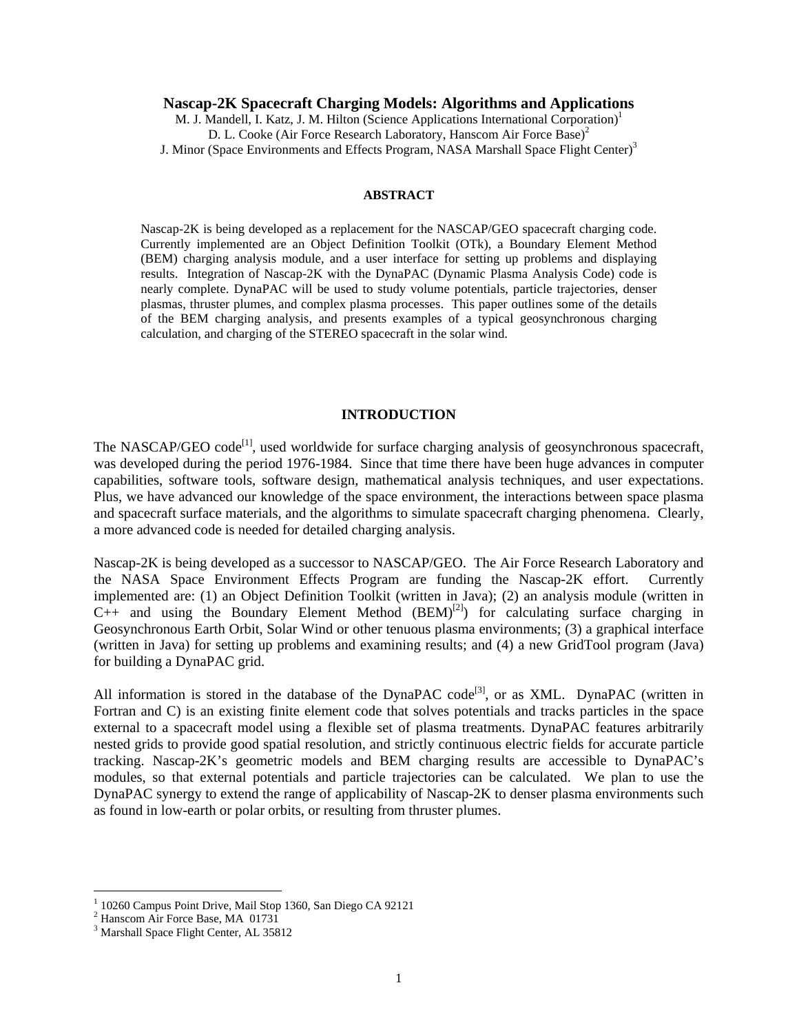# Nascap-2K Spacecraft Charging Models: Algorithms and Applications

M. J. Mandell, I. Katz, J. M. Hilton (Science Applications International Corporation)[1]
D. L. Cooke (Air Force Research Laboratory, Hanscom Air Force Base)[2]
J. Minor (Space Environments and Effects Program, NASA Marshall Space Flight Center)[3]

## ABSTRACT

Nascap-2K is being developed as a replacement for the NASCAP/GEO spacecraft charging code. Currently implemented are an Object Definition Toolkit (OTk), a Boundary Element Method (BEM) charging analysis module, and a user interface for setting up problems and displaying results. Integration of Nascap-2K with the DynaPAC (Dynamic Plasma Analysis Code) code is nearly complete. DynaPAC will be used to study volume potentials, particle trajectories, denser plasmas, thruster plumes, and complex plasma processes. This paper outlines some of the details of the BEM charging analysis, and presents examples of a typical geosynchronous charging calculation, and charging of the STEREO spacecraft in the solar wind.

## INTRODUCTION

The NASCAP/GEO code[1], used worldwide for surface charging analysis of geosynchronous spacecraft, was developed during the period 1976-1984. Since that time there have been huge advances in computer capabilities, software tools, software design, mathematical analysis techniques, and user expectations. Plus, we have advanced our knowledge of the space environment, the interactions between space plasma and spacecraft surface materials, and the algorithms to simulate spacecraft charging phenomena. Clearly, a more advanced code is needed for detailed charging analysis.

Nascap-2K is being developed as a successor to NASCAP/GEO. The Air Force Research Laboratory and the NASA Space Environment Effects Program are funding the Nascap-2K effort. Currently implemented are: (1) an Object Definition Toolkit (written in Java); (2) an analysis module (written in C++ and using the Boundary Element Method (BEM)[2]) for calculating surface charging in Geosynchronous Earth Orbit, Solar Wind or other tenuous plasma environments; (3) a graphical interface (written in Java) for setting up problems and examining results; and (4) a new GridTool program (Java) for building a DynaPAC grid.

All information is stored in the database of the DynaPAC code[3], or as XML. DynaPAC (written in Fortran and C) is an existing finite element code that solves potentials and tracks particles in the space external to a spacecraft model using a flexible set of plasma treatments. DynaPAC features arbitrarily nested grids to provide good spatial resolution, and strictly continuous electric fields for accurate particle tracking. Nascap-2K's geometric models and BEM charging results are accessible to DynaPAC's modules, so that external potentials and particle trajectories can be calculated. We plan to use the DynaPAC synergy to extend the range of applicability of Nascap-2K to denser plasma environments such as found in low-earth or polar orbits, or resulting from thruster plumes.

---

[1] 10260 Campus Point Drive, Mail Stop 1360, San Diego CA 92121
[2] Hanscom Air Force Base, MA 01731
[3] Marshall Space Flight Center, AL 35812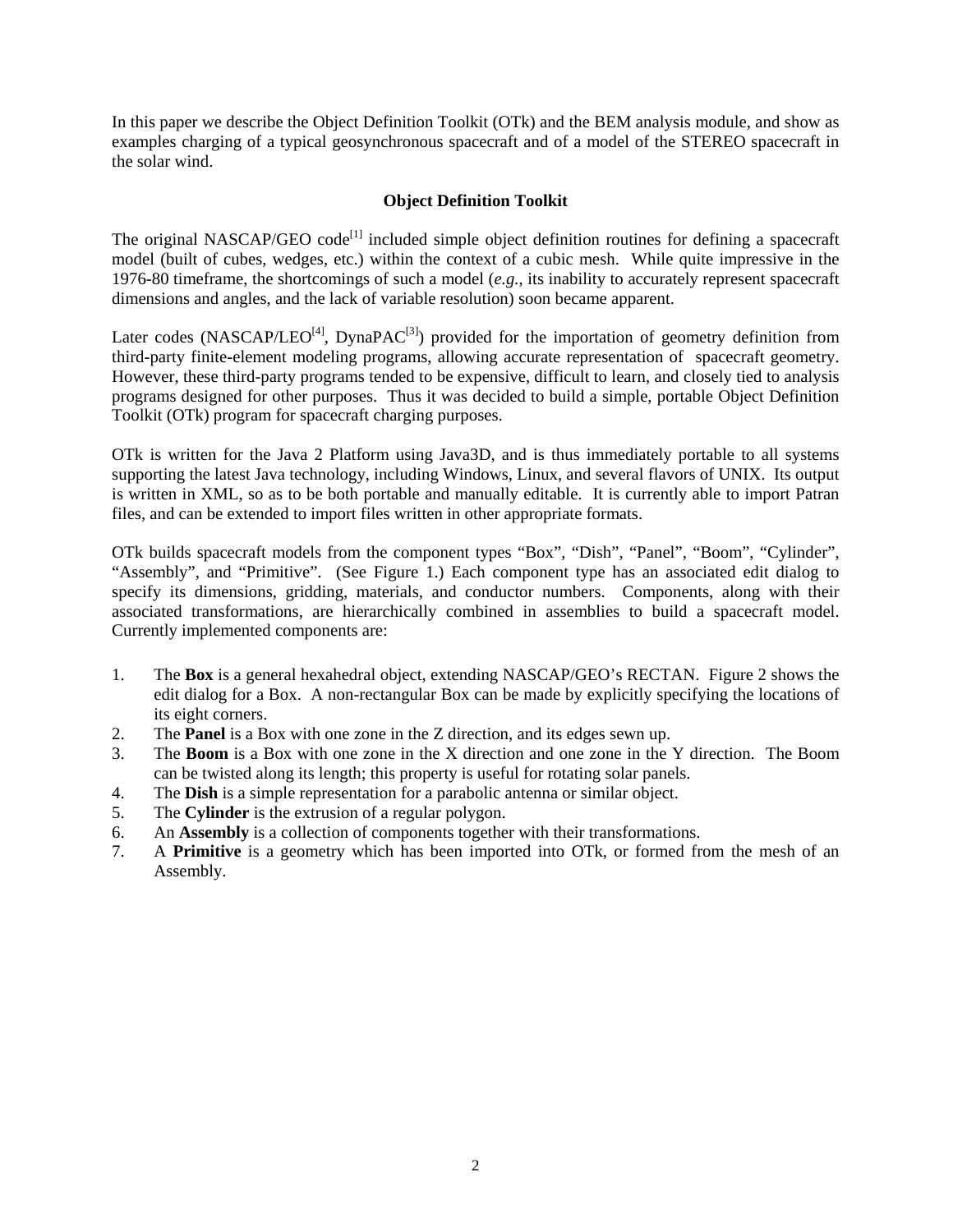In this paper we describe the Object Definition Toolkit (OTk) and the BEM analysis module, and show as examples charging of a typical geosynchronous spacecraft and of a model of the STEREO spacecraft in the solar wind.

## Object Definition Toolkit

The original NASCAP/GEO code[1] included simple object definition routines for defining a spacecraft model (built of cubes, wedges, etc.) within the context of a cubic mesh. While quite impressive in the 1976-80 timeframe, the shortcomings of such a model (*e.g.*, its inability to accurately represent spacecraft dimensions and angles, and the lack of variable resolution) soon became apparent.

Later codes (NASCAP/LEO[4], DynaPAC[3]) provided for the importation of geometry definition from third-party finite-element modeling programs, allowing accurate representation of spacecraft geometry. However, these third-party programs tended to be expensive, difficult to learn, and closely tied to analysis programs designed for other purposes. Thus it was decided to build a simple, portable Object Definition Toolkit (OTk) program for spacecraft charging purposes.

OTk is written for the Java 2 Platform using Java3D, and is thus immediately portable to all systems supporting the latest Java technology, including Windows, Linux, and several flavors of UNIX. Its output is written in XML, so as to be both portable and manually editable. It is currently able to import Patran files, and can be extended to import files written in other appropriate formats.

OTk builds spacecraft models from the component types “Box”, “Dish”, “Panel”, “Boom”, “Cylinder”, “Assembly”, and “Primitive”. (See Figure 1.) Each component type has an associated edit dialog to specify its dimensions, gridding, materials, and conductor numbers. Components, along with their associated transformations, are hierarchically combined in assemblies to build a spacecraft model. Currently implemented components are:

1. The **Box** is a general hexahedral object, extending NASCAP/GEO’s RECTAN. Figure 2 shows the edit dialog for a Box. A non-rectangular Box can be made by explicitly specifying the locations of its eight corners.
2. The **Panel** is a Box with one zone in the Z direction, and its edges sewn up.
3. The **Boom** is a Box with one zone in the X direction and one zone in the Y direction. The Boom can be twisted along its length; this property is useful for rotating solar panels.
4. The **Dish** is a simple representation for a parabolic antenna or similar object.
5. The **Cylinder** is the extrusion of a regular polygon.
6. An **Assembly** is a collection of components together with their transformations.
7. A **Primitive** is a geometry which has been imported into OTk, or formed from the mesh of an Assembly.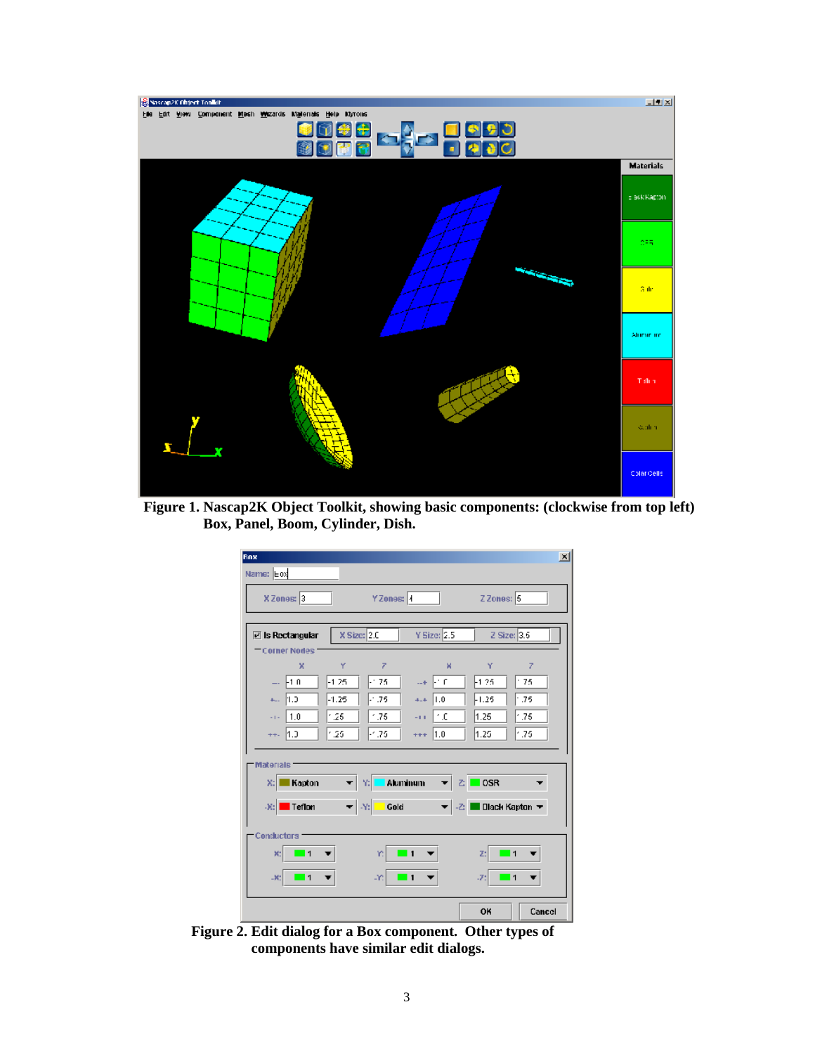Figure 1. Nascap2K Object Toolkit, showing basic components: (clockwise from top left) Box, Panel, Boom, Cylinder, Dish.

Figure 2. Edit dialog for a Box component. Other types of components have similar edit dialogs.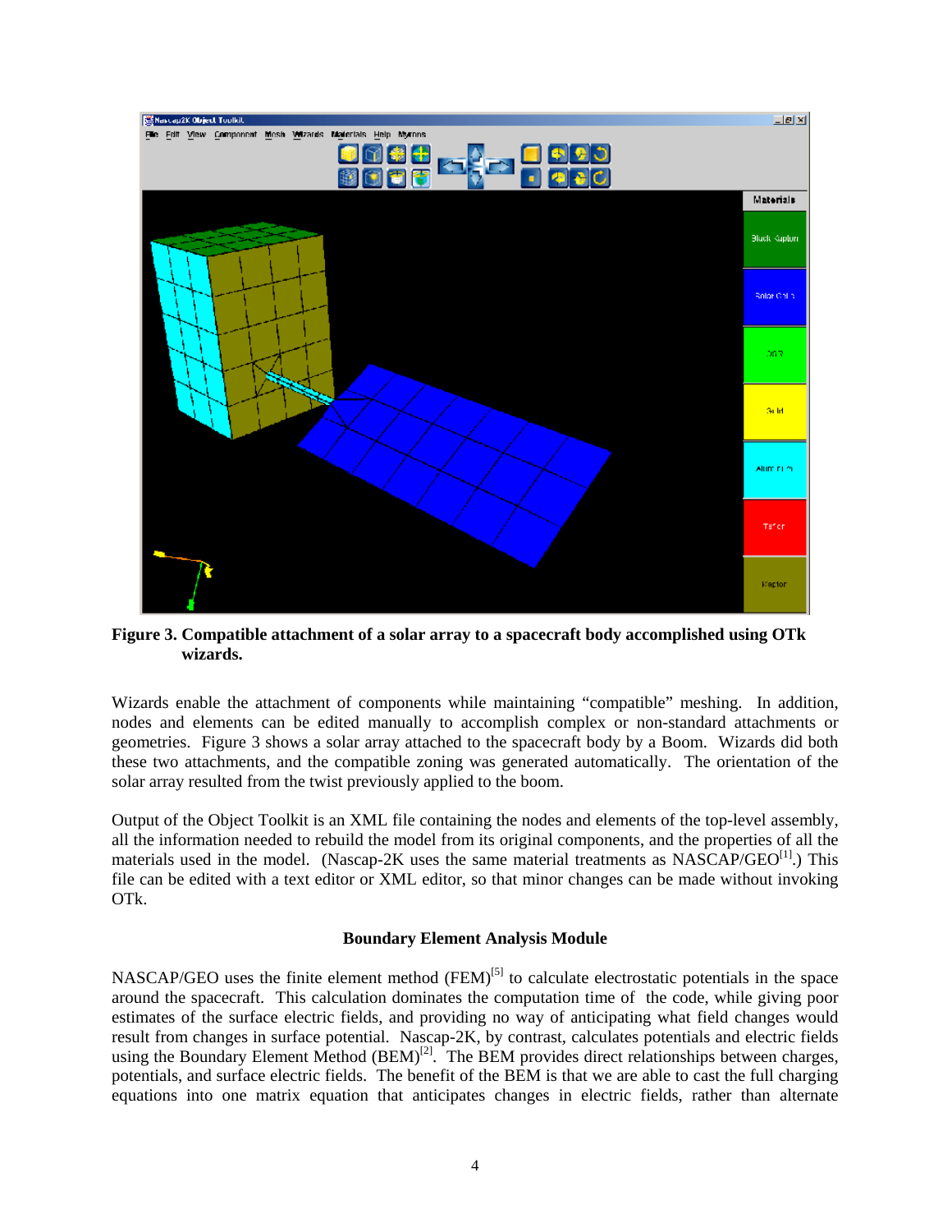**Figure 3. Compatible attachment of a solar array to a spacecraft body accomplished using OTk wizards.**

Wizards enable the attachment of components while maintaining "compatible" meshing. In addition, nodes and elements can be edited manually to accomplish complex or non-standard attachments or geometries. Figure 3 shows a solar array attached to the spacecraft body by a Boom. Wizards did both these two attachments, and the compatible zoning was generated automatically. The orientation of the solar array resulted from the twist previously applied to the boom.

Output of the Object Toolkit is an XML file containing the nodes and elements of the top-level assembly, all the information needed to rebuild the model from its original components, and the properties of all the materials used in the model. (Nascap-2K uses the same material treatments as NASCAP/GEO[1].) This file can be edited with a text editor or XML editor, so that minor changes can be made without invoking OTk.

## Boundary Element Analysis Module

NASCAP/GEO uses the finite element method (FEM)[5] to calculate electrostatic potentials in the space around the spacecraft. This calculation dominates the computation time of the code, while giving poor estimates of the surface electric fields, and providing no way of anticipating what field changes would result from changes in surface potential. Nascap-2K, by contrast, calculates potentials and electric fields using the Boundary Element Method (BEM)[2]. The BEM provides direct relationships between charges, potentials, and surface electric fields. The benefit of the BEM is that we are able to cast the full charging equations into one matrix equation that anticipates changes in electric fields, rather than alternate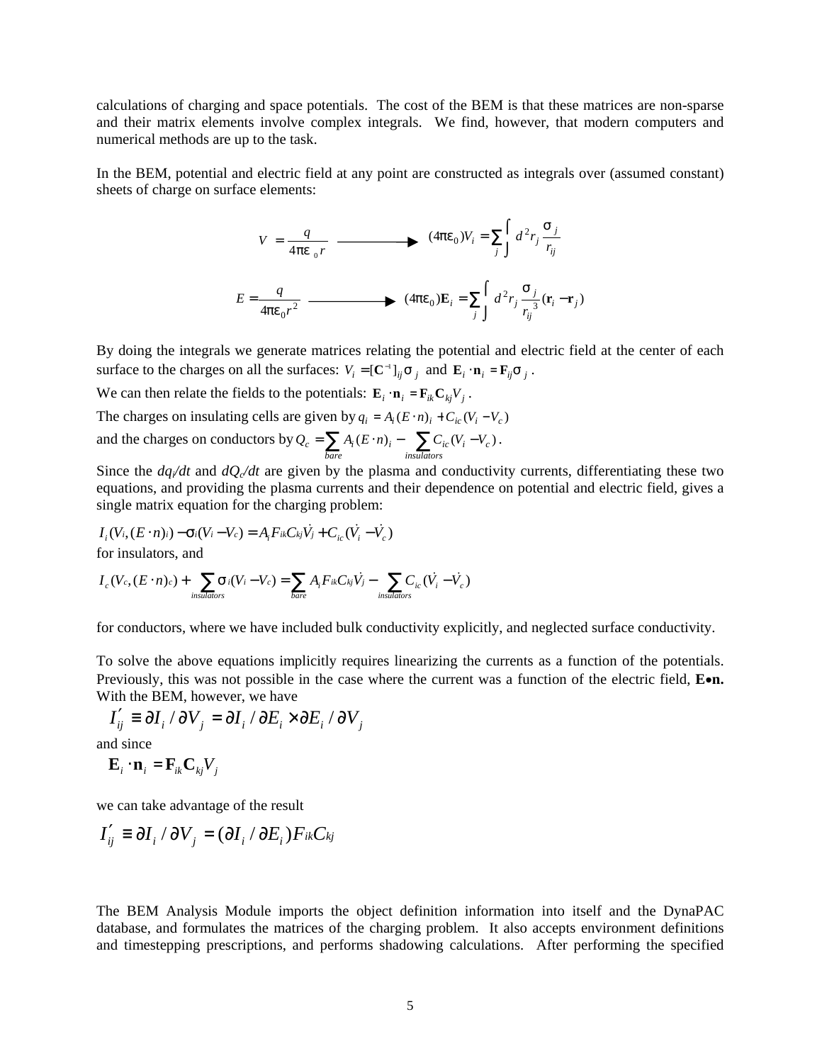calculations of charging and space potentials. The cost of the BEM is that these matrices are non-sparse and their matrix elements involve complex integrals. We find, however, that modern computers and numerical methods are up to the task.

In the BEM, potential and electric field at any point are constructed as integrals over (assumed constant) sheets of charge on surface elements:

$$V = \frac{q}{4\pi\varepsilon_0 r} \longrightarrow (4\pi\varepsilon_0)V_i = \sum_j \int d^2 r_j \frac{\sigma_j}{r_{ij}}$$

$$E = \frac{q}{4\pi\varepsilon_0 r^2} \longrightarrow (4\pi\varepsilon_0)\mathbf{E}_i = \sum_j \int d^2 r_j \frac{\sigma_j}{r_{ij}^3}(\mathbf{r}_i - \mathbf{r}_j)$$

By doing the integrals we generate matrices relating the potential and electric field at the center of each surface to the charges on all the surfaces: $V_i = [\mathbf{C}^{-1}]_{ij}\sigma_j$ and $\mathbf{E}_i \cdot \mathbf{n}_i = \mathbf{F}_{ij}\sigma_j$.

We can then relate the fields to the potentials: $\mathbf{E}_i \cdot \mathbf{n}_i = \mathbf{F}_{ik}\mathbf{C}_{kj}V_j$.

The charges on insulating cells are given by $q_i = A_i(E \cdot n)_i + C_{ic}(V_i - V_c)$

and the charges on conductors by $Q_c = \sum_{bare} A_i(E \cdot n)_i - \sum_{insulators} C_{ic}(V_i - V_c)$.

Since the $dq_i/dt$ and $dQ_c/dt$ are given by the plasma and conductivity currents, differentiating these two equations, and providing the plasma currents and their dependence on potential and electric field, gives a single matrix equation for the charging problem:

$$I_i(V_i, (E \cdot n)_i) - \sigma_i(V_i - V_c) = A_i F_{ik} C_{kj} \dot{V}_j + C_{ic}(\dot{V}_i - \dot{V}_c)$$

for insulators, and

$$I_c(V_c, (E \cdot n)_c) + \sum_{insulators} \sigma_i(V_i - V_c) = \sum_{bare} A_i F_{ik} C_{kj} \dot{V}_j - \sum_{insulators} C_{ic}(\dot{V}_i - \dot{V}_c)$$

for conductors, where we have included bulk conductivity explicitly, and neglected surface conductivity.

To solve the above equations implicitly requires linearizing the currents as a function of the potentials. Previously, this was not possible in the case where the current was a function of the electric field, **E•n.** With the BEM, however, we have

$$I'_{ij} \equiv \partial I_i / \partial V_j = \partial I_i / \partial E_i \times \partial E_i / \partial V_j$$

and since

$$\mathbf{E}_i \cdot \mathbf{n}_i = \mathbf{F}_{ik}\mathbf{C}_{kj}V_j$$

we can take advantage of the result

$$I'_{ij} \equiv \partial I_i / \partial V_j = (\partial I_i / \partial E_i) F_{ik} C_{kj}$$

The BEM Analysis Module imports the object definition information into itself and the DynaPAC database, and formulates the matrices of the charging problem. It also accepts environment definitions and timestepping prescriptions, and performs shadowing calculations. After performing the specified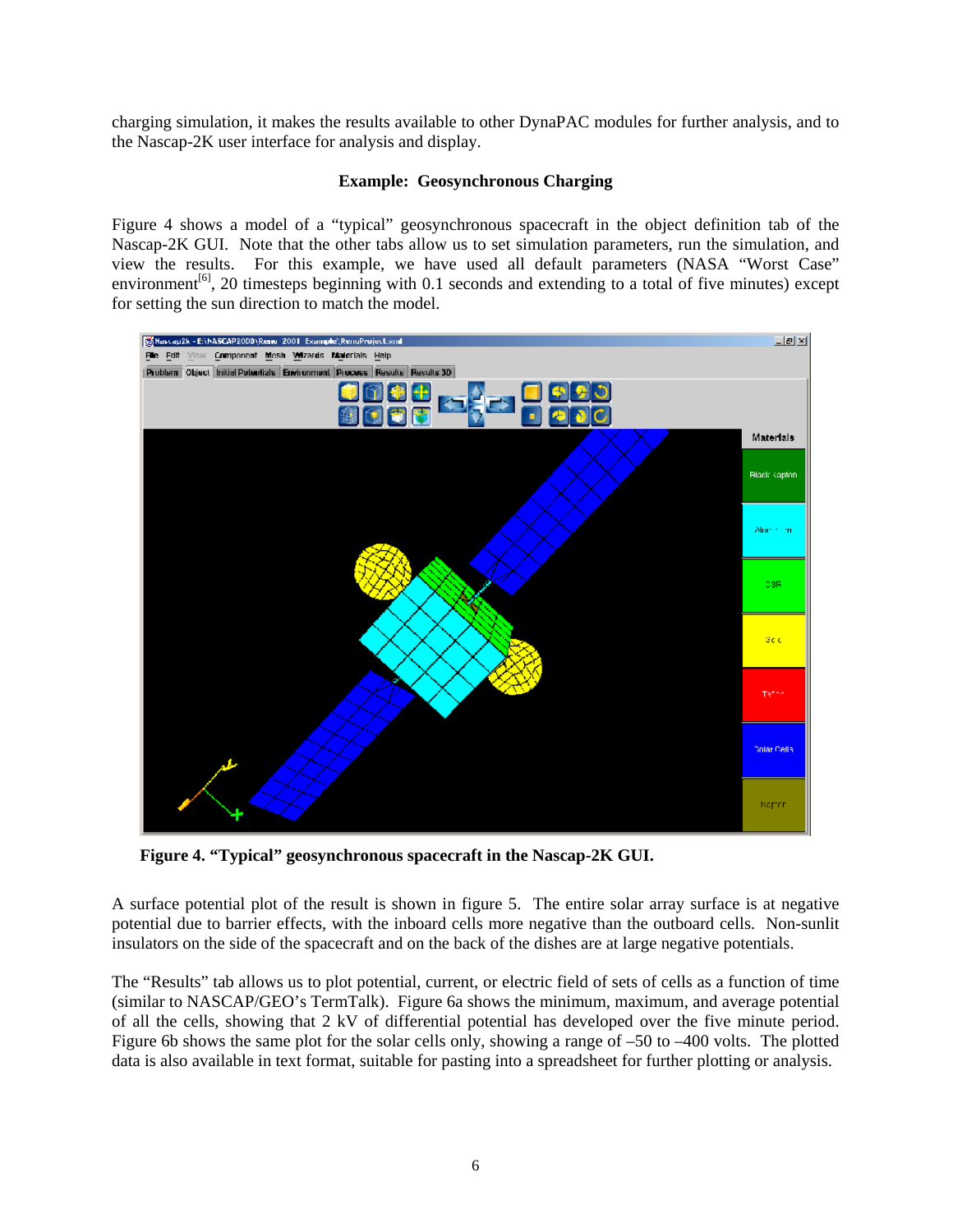charging simulation, it makes the results available to other DynaPAC modules for further analysis, and to the Nascap-2K user interface for analysis and display.

**Example: Geosynchronous Charging**

Figure 4 shows a model of a "typical" geosynchronous spacecraft in the object definition tab of the Nascap-2K GUI. Note that the other tabs allow us to set simulation parameters, run the simulation, and view the results. For this example, we have used all default parameters (NASA "Worst Case" environment[6], 20 timesteps beginning with 0.1 seconds and extending to a total of five minutes) except for setting the sun direction to match the model.

**Figure 4. "Typical" geosynchronous spacecraft in the Nascap-2K GUI.**

A surface potential plot of the result is shown in figure 5. The entire solar array surface is at negative potential due to barrier effects, with the inboard cells more negative than the outboard cells. Non-sunlit insulators on the side of the spacecraft and on the back of the dishes are at large negative potentials.

The "Results" tab allows us to plot potential, current, or electric field of sets of cells as a function of time (similar to NASCAP/GEO's TermTalk). Figure 6a shows the minimum, maximum, and average potential of all the cells, showing that 2 kV of differential potential has developed over the five minute period. Figure 6b shows the same plot for the solar cells only, showing a range of –50 to –400 volts. The plotted data is also available in text format, suitable for pasting into a spreadsheet for further plotting or analysis.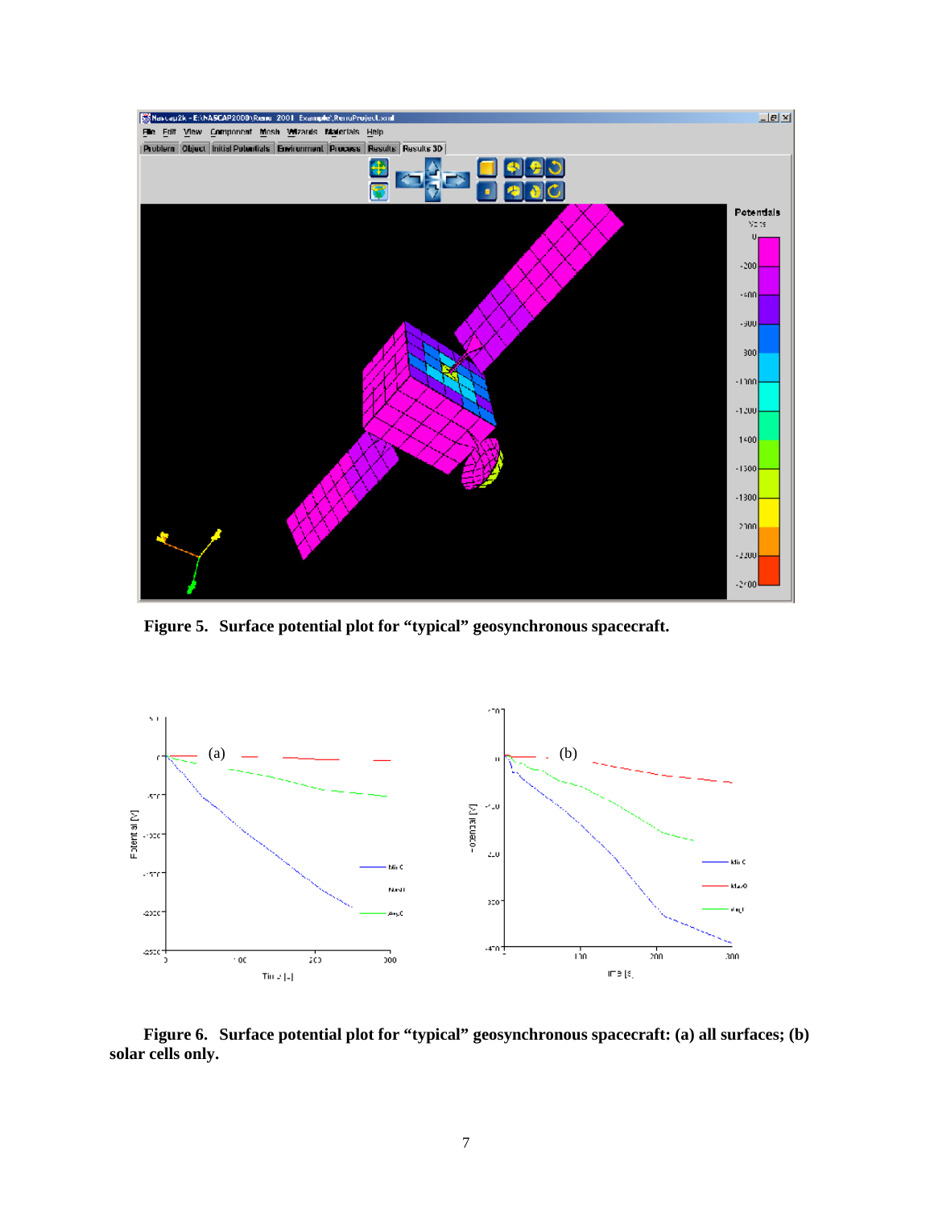Figure 5. Surface potential plot for "typical" geosynchronous spacecraft.

Figure 6. Surface potential plot for "typical" geosynchronous spacecraft: (a) all surfaces; (b) solar cells only.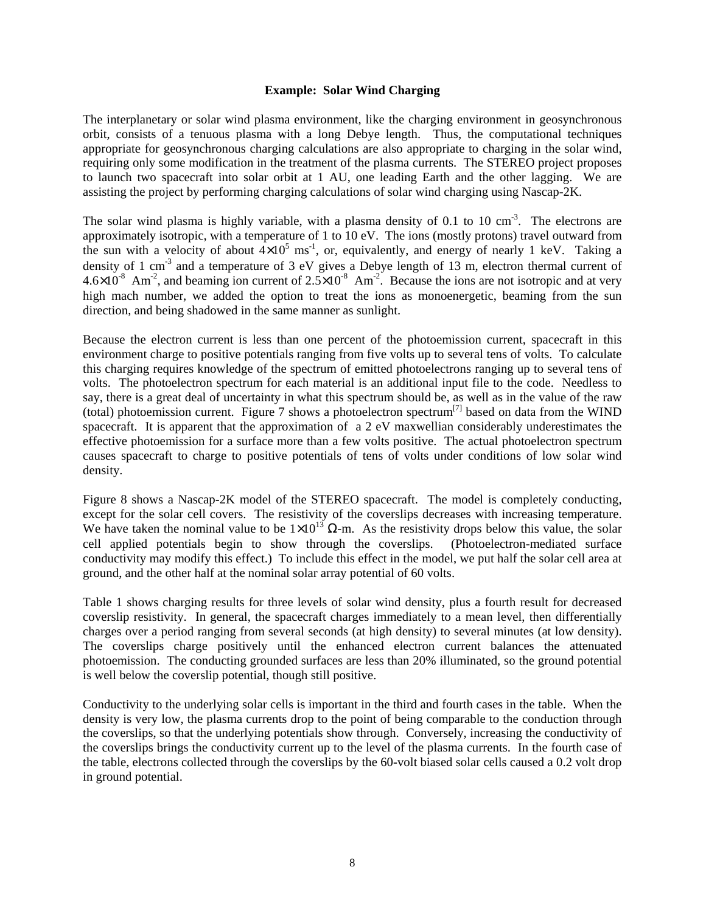**Example: Solar Wind Charging**

The interplanetary or solar wind plasma environment, like the charging environment in geosynchronous orbit, consists of a tenuous plasma with a long Debye length. Thus, the computational techniques appropriate for geosynchronous charging calculations are also appropriate to charging in the solar wind, requiring only some modification in the treatment of the plasma currents. The STEREO project proposes to launch two spacecraft into solar orbit at 1 AU, one leading Earth and the other lagging. We are assisting the project by performing charging calculations of solar wind charging using Nascap-2K.

The solar wind plasma is highly variable, with a plasma density of 0.1 to 10 $cm^{-3}$. The electrons are approximately isotropic, with a temperature of 1 to 10 eV. The ions (mostly protons) travel outward from the sun with a velocity of about $4\times10^{5}$ $ms^{-1}$, or, equivalently, and energy of nearly 1 keV. Taking a density of 1 $cm^{-3}$ and a temperature of 3 eV gives a Debye length of 13 m, electron thermal current of $4.6\times10^{-8}$ $Am^{-2}$, and beaming ion current of $2.5\times10^{-8}$ $Am^{-2}$. Because the ions are not isotropic and at very high mach number, we added the option to treat the ions as monoenergetic, beaming from the sun direction, and being shadowed in the same manner as sunlight.

Because the electron current is less than one percent of the photoemission current, spacecraft in this environment charge to positive potentials ranging from five volts up to several tens of volts. To calculate this charging requires knowledge of the spectrum of emitted photoelectrons ranging up to several tens of volts. The photoelectron spectrum for each material is an additional input file to the code. Needless to say, there is a great deal of uncertainty in what this spectrum should be, as well as in the value of the raw (total) photoemission current. Figure 7 shows a photoelectron spectrum[7] based on data from the WIND spacecraft. It is apparent that the approximation of a 2 eV maxwellian considerably underestimates the effective photoemission for a surface more than a few volts positive. The actual photoelectron spectrum causes spacecraft to charge to positive potentials of tens of volts under conditions of low solar wind density.

Figure 8 shows a Nascap-2K model of the STEREO spacecraft. The model is completely conducting, except for the solar cell covers. The resistivity of the coverslips decreases with increasing temperature. We have taken the nominal value to be $1\times10^{13}$ Ω-m. As the resistivity drops below this value, the solar cell applied potentials begin to show through the coverslips. (Photoelectron-mediated surface conductivity may modify this effect.) To include this effect in the model, we put half the solar cell area at ground, and the other half at the nominal solar array potential of 60 volts.

Table 1 shows charging results for three levels of solar wind density, plus a fourth result for decreased coverslip resistivity. In general, the spacecraft charges immediately to a mean level, then differentially charges over a period ranging from several seconds (at high density) to several minutes (at low density). The coverslips charge positively until the enhanced electron current balances the attenuated photoemission. The conducting grounded surfaces are less than 20% illuminated, so the ground potential is well below the coverslip potential, though still positive.

Conductivity to the underlying solar cells is important in the third and fourth cases in the table. When the density is very low, the plasma currents drop to the point of being comparable to the conduction through the coverslips, so that the underlying potentials show through. Conversely, increasing the conductivity of the coverslips brings the conductivity current up to the level of the plasma currents. In the fourth case of the table, electrons collected through the coverslips by the 60-volt biased solar cells caused a 0.2 volt drop in ground potential.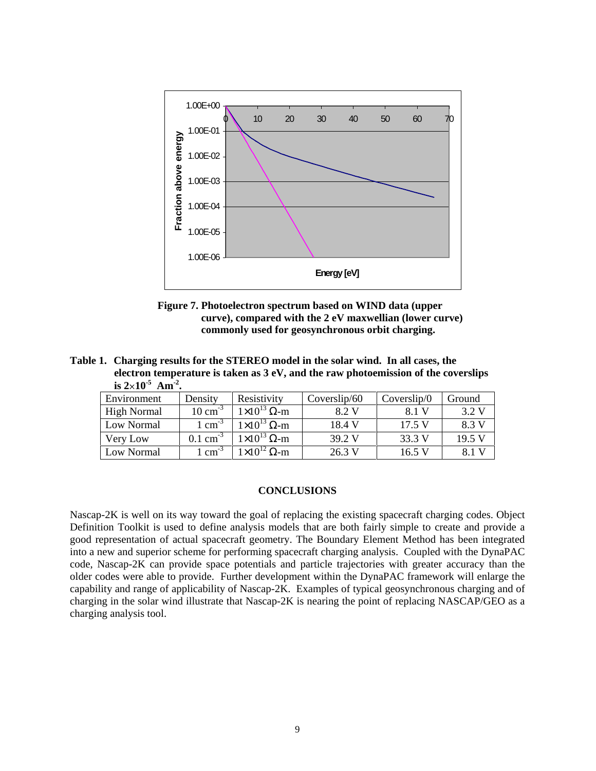**Figure 7. Photoelectron spectrum based on WIND data (upper curve), compared with the 2 eV maxwellian (lower curve) commonly used for geosynchronous orbit charging.**

**Table 1. Charging results for the STEREO model in the solar wind. In all cases, the electron temperature is taken as 3 eV, and the raw photoemission of the coverslips is $2\times10^{-5}$ Am$^{-2}$.**

| Environment | Density | Resistivity | Coverslip/60 | Coverslip/0 | Ground |
| --- | --- | --- | --- | --- | --- |
| High Normal | 10 cm$^{-3}$ | $1\times10^{13}$ Ω-m | 8.2 V | 8.1 V | 3.2 V |
| Low Normal | 1 cm$^{-3}$ | $1\times10^{13}$ Ω-m | 18.4 V | 17.5 V | 8.3 V |
| Very Low | 0.1 cm$^{-3}$ | $1\times10^{13}$ Ω-m | 39.2 V | 33.3 V | 19.5 V |
| Low Normal | 1 cm$^{-3}$ | $1\times10^{12}$ Ω-m | 26.3 V | 16.5 V | 8.1 V |

## CONCLUSIONS

Nascap-2K is well on its way toward the goal of replacing the existing spacecraft charging codes. Object Definition Toolkit is used to define analysis models that are both fairly simple to create and provide a good representation of actual spacecraft geometry. The Boundary Element Method has been integrated into a new and superior scheme for performing spacecraft charging analysis. Coupled with the DynaPAC code, Nascap-2K can provide space potentials and particle trajectories with greater accuracy than the older codes were able to provide. Further development within the DynaPAC framework will enlarge the capability and range of applicability of Nascap-2K. Examples of typical geosynchronous charging and of charging in the solar wind illustrate that Nascap-2K is nearing the point of replacing NASCAP/GEO as a charging analysis tool.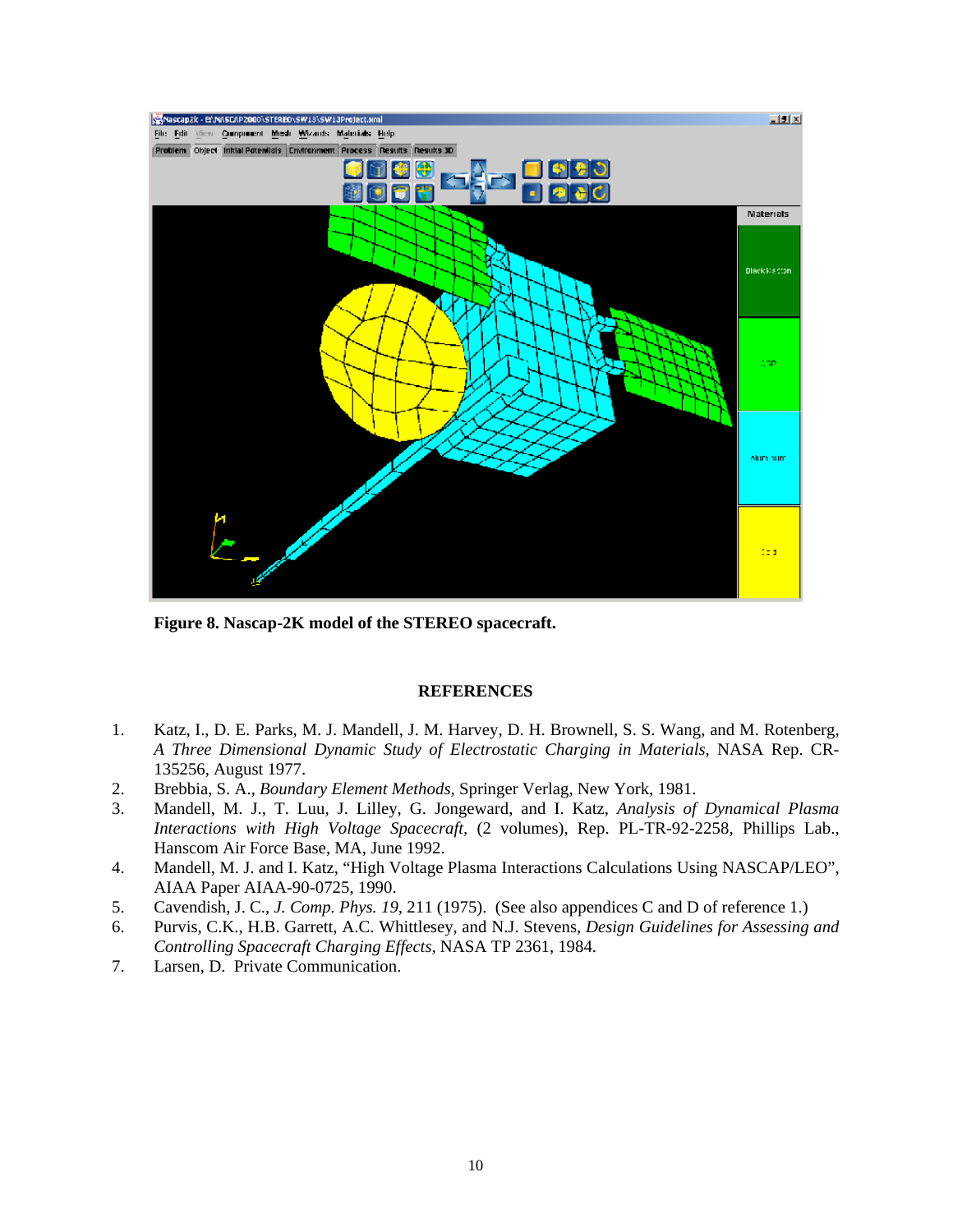**Figure 8. Nascap-2K model of the STEREO spacecraft.**

## REFERENCES

1. Katz, I., D. E. Parks, M. J. Mandell, J. M. Harvey, D. H. Brownell, S. S. Wang, and M. Rotenberg, *A Three Dimensional Dynamic Study of Electrostatic Charging in Materials,* NASA Rep. CR-135256, August 1977.
2. Brebbia, S. A., *Boundary Element Methods*, Springer Verlag, New York, 1981.
3. Mandell, M. J., T. Luu, J. Lilley, G. Jongeward, and I. Katz, *Analysis of Dynamical Plasma Interactions with High Voltage Spacecraft*, (2 volumes), Rep. PL-TR-92-2258, Phillips Lab., Hanscom Air Force Base, MA, June 1992.
4. Mandell, M. J. and I. Katz, "High Voltage Plasma Interactions Calculations Using NASCAP/LEO", AIAA Paper AIAA-90-0725, 1990.
5. Cavendish, J. C., *J. Comp. Phys. 19,* 211 (1975). (See also appendices C and D of reference 1.)
6. Purvis, C.K., H.B. Garrett, A.C. Whittlesey, and N.J. Stevens, *Design Guidelines for Assessing and Controlling Spacecraft Charging Effects,* NASA TP 2361, 1984.
7. Larsen, D. Private Communication.